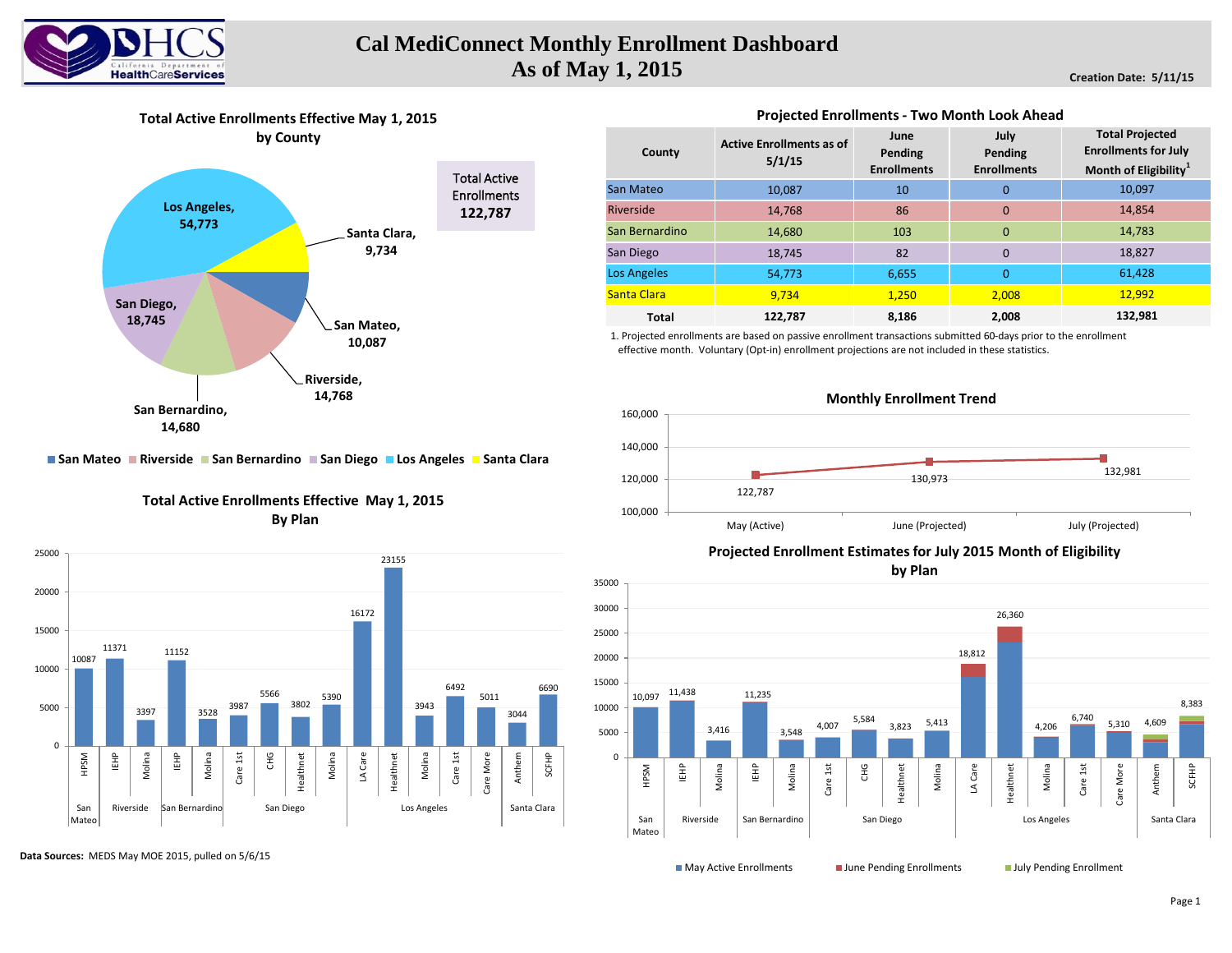# Cal MediConnect Monthly Enrollment Dashboard
## As of May 1, 2015

**Creation Date: 5/11/15**

### Total Active Enrollments Effective May 1, 2015 by County

| County | Enrollments |
|---|---|
| Los Angeles | 54,773 |
| Santa Clara | 9,734 |
| San Mateo | 10,087 |
| Riverside | 14,768 |
| San Bernardino | 14,680 |
| San Diego | 18,745 |

**Total Active Enrollments: 122,787**

### Projected Enrollments - Two Month Look Ahead

| County | Active Enrollments as of 5/1/15 | June Pending Enrollments | July Pending Enrollments | Total Projected Enrollments for July Month of Eligibility[1] |
|---|---|---|---|---|
| San Mateo | 10,087 | 10 | 0 | 10,097 |
| Riverside | 14,768 | 86 | 0 | 14,854 |
| San Bernardino | 14,680 | 103 | 0 | 14,783 |
| San Diego | 18,745 | 82 | 0 | 18,827 |
| Los Angeles | 54,773 | 6,655 | 0 | 61,428 |
| Santa Clara | 9,734 | 1,250 | 2,008 | 12,992 |
| **Total** | **122,787** | **8,186** | **2,008** | **132,981** |

1. Projected enrollments are based on passive enrollment transactions submitted 60-days prior to the enrollment effective month. Voluntary (Opt-in) enrollment projections are not included in these statistics.

### Total Active Enrollments Effective May 1, 2015 By Plan

| County | Plan | Enrollments |
|---|---|---|
| San Mateo | HPSM | 10087 |
| Riverside | IEHP | 11371 |
| Riverside | Molina | 3397 |
| San Bernardino | IEHP | 11152 |
| San Bernardino | Molina | 3528 |
| San Diego | Care 1st | 3987 |
| San Diego | CHG | 5566 |
| San Diego | Healthnet | 3802 |
| San Diego | Molina | 5390 |
| Los Angeles | LA Care | 16172 |
| Los Angeles | Healthnet | 23155 |
| Los Angeles | Molina | 3943 |
| Los Angeles | Care 1st | 6492 |
| Los Angeles | Care More | 5011 |
| Santa Clara | Anthem | 3044 |
| Santa Clara | SCFHP | 6690 |

### Monthly Enrollment Trend

| Month | Enrollments |
|---|---|
| May (Active) | 122,787 |
| June (Projected) | 130,973 |
| July (Projected) | 132,981 |

### Projected Enrollment Estimates for July 2015 Month of Eligibility by Plan

| County | Plan | Total Projected |
|---|---|---|
| San Mateo | HPSM | 10,097 |
| Riverside | IEHP | 11,438 |
| Riverside | Molina | 3,416 |
| San Bernardino | IEHP | 11,235 |
| San Bernardino | Molina | 3,548 |
| San Diego | Care 1st | 4,007 |
| San Diego | CHG | 5,584 |
| San Diego | Healthnet | 3,823 |
| San Diego | Molina | 5,413 |
| Los Angeles | LA Care | 18,812 |
| Los Angeles | Healthnet | 26,360 |
| Los Angeles | Molina | 4,206 |
| Los Angeles | Care 1st | 6,740 |
| Los Angeles | Care More | 5,310 |
| Santa Clara | Anthem | 4,609 |
| Santa Clara | SCFHP | 8,383 |

May Active Enrollments · June Pending Enrollments · July Pending Enrollment

**Data Sources:** MEDS May MOE 2015, pulled on 5/6/15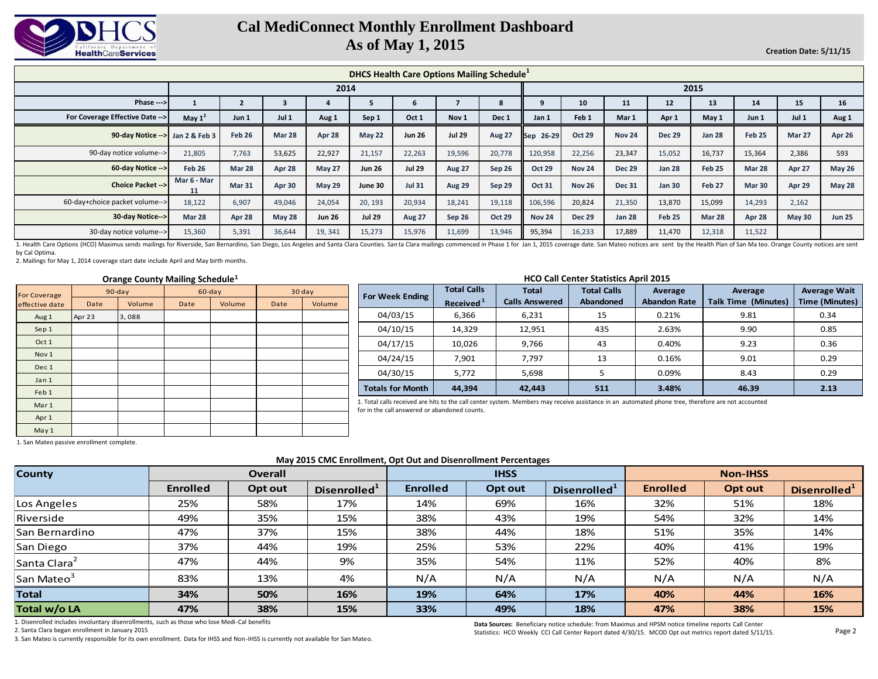# Cal MediConnect Monthly Enrollment Dashboard
# As of May 1, 2015

Creation Date: 5/11/15

## DHCS Health Care Options Mailing Schedule[1]

| | 2014 | | | | | | | | 2015 | | | | | | | |
|---|---|---|---|---|---|---|---|---|---|---|---|---|---|---|---|---|
| Phase ---> | 1 | 2 | 3 | 4 | 5 | 6 | 7 | 8 | 9 | 10 | 11 | 12 | 13 | 14 | 15 | 16 |
| For Coverage Effective Date --> | May 1[2] | Jun 1 | Jul 1 | Aug 1 | Sep 1 | Oct 1 | Nov 1 | Dec 1 | Jan 1 | Feb 1 | Mar 1 | Apr 1 | May 1 | Jun 1 | Jul 1 | Aug 1 |
| 90-day Notice --> | Jan 2 & Feb 3 | Feb 26 | Mar 28 | Apr 28 | May 22 | Jun 26 | Jul 29 | Aug 27 | Sep 26-29 | Oct 29 | Nov 24 | Dec 29 | Jan 28 | Feb 25 | Mar 27 | Apr 26 |
| 90-day notice volume--> | 21,805 | 7,763 | 53,625 | 22,927 | 21,157 | 22,263 | 19,596 | 20,778 | 120,958 | 22,256 | 23,347 | 15,052 | 16,737 | 15,364 | 2,386 | 593 |
| 60-day Notice --> | Feb 26 | Mar 28 | Apr 28 | May 27 | Jun 26 | Jul 29 | Aug 27 | Sep 26 | Oct 29 | Nov 24 | Dec 29 | Jan 28 | Feb 25 | Mar 28 | Apr 27 | May 26 |
| Choice Packet --> | Mar 6 - Mar 11 | Mar 31 | Apr 30 | May 29 | June 30 | Jul 31 | Aug 29 | Sep 29 | Oct 31 | Nov 26 | Dec 31 | Jan 30 | Feb 27 | Mar 30 | Apr 29 | May 28 |
| 60-day+choice packet volume--> | 18,122 | 6,907 | 49,046 | 24,054 | 20, 193 | 20,934 | 18,241 | 19,118 | 106,596 | 20,824 | 21,350 | 13,870 | 15,099 | 14,293 | 2,162 | |
| 30-day Notice--> | Mar 28 | Apr 28 | May 28 | Jun 26 | Jul 29 | Aug 27 | Sep 26 | Oct 29 | Nov 24 | Dec 29 | Jan 28 | Feb 25 | Mar 28 | Apr 28 | May 30 | Jun 25 |
| 30-day notice volume--> | 15,360 | 5,391 | 36,644 | 19, 341 | 15,273 | 15,976 | 11,699 | 13,946 | 95,394 | 16,233 | 17,889 | 11,470 | 12,318 | 11,522 | | |

1. Health Care Options (HCO) Maximus sends mailings for Riverside, San Bernardino, San Diego, Los Angeles and Santa Clara Counties. Santa Clara mailings commenced in Phase 1 for Jan 1, 2015 coverage date. San Mateo notices are sent by the Health Plan of San Mateo. Orange County notices are sent by Cal Optima.
2. Mailings for May 1, 2014 coverage start date include April and May birth months.

## Orange County Mailing Schedule[1]

| For Coverage effective date | 90-day | | 60-day | | 30 day | |
|---|---|---|---|---|---|---|
| | Date | Volume | Date | Volume | Date | Volume |
| Aug 1 | Apr 23 | 3, 088 | | | | |
| Sep 1 | | | | | | |
| Oct 1 | | | | | | |
| Nov 1 | | | | | | |
| Dec 1 | | | | | | |
| Jan 1 | | | | | | |
| Feb 1 | | | | | | |
| Mar 1 | | | | | | |
| Apr 1 | | | | | | |
| May 1 | | | | | | |

1. San Mateo passive enrollment complete.

## HCO Call Center Statistics April 2015

| For Week Ending | Total Calls Received[1] | Total Calls Answered | Total Calls Abandoned | Average Abandon Rate | Average Talk Time (Minutes) | Average Wait Time (Minutes) |
|---|---|---|---|---|---|---|
| 04/03/15 | 6,366 | 6,231 | 15 | 0.21% | 9.81 | 0.34 |
| 04/10/15 | 14,329 | 12,951 | 435 | 2.63% | 9.90 | 0.85 |
| 04/17/15 | 10,026 | 9,766 | 43 | 0.40% | 9.23 | 0.36 |
| 04/24/15 | 7,901 | 7,797 | 13 | 0.16% | 9.01 | 0.29 |
| 04/30/15 | 5,772 | 5,698 | 5 | 0.09% | 8.43 | 0.29 |
| Totals for Month | 44,394 | 42,443 | 511 | 3.48% | 46.39 | 2.13 |

1. Total calls received are hits to the call center system. Members may receive assistance in an automated phone tree, therefore are not accounted for in the call answered or abandoned counts.

## May 2015 CMC Enrollment, Opt Out and Disenrollment Percentages

| County | Overall | | | IHSS | | | Non-IHSS | | |
|---|---|---|---|---|---|---|---|---|---|
| | Enrolled | Opt out | Disenrolled[1] | Enrolled | Opt out | Disenrolled[1] | Enrolled | Opt out | Disenrolled[1] |
| Los Angeles | 25% | 58% | 17% | 14% | 69% | 16% | 32% | 51% | 18% |
| Riverside | 49% | 35% | 15% | 38% | 43% | 19% | 54% | 32% | 14% |
| San Bernardino | 47% | 37% | 15% | 38% | 44% | 18% | 51% | 35% | 14% |
| San Diego | 37% | 44% | 19% | 25% | 53% | 22% | 40% | 41% | 19% |
| Santa Clara[2] | 47% | 44% | 9% | 35% | 54% | 11% | 52% | 40% | 8% |
| San Mateo[3] | 83% | 13% | 4% | N/A | N/A | N/A | N/A | N/A | N/A |
| **Total** | **34%** | **50%** | **16%** | **19%** | **64%** | **17%** | **40%** | **44%** | **16%** |
| **Total w/o LA** | **47%** | **38%** | **15%** | **33%** | **49%** | **18%** | **47%** | **38%** | **15%** |

1. Disenrolled includes involuntary disenrollments, such as those who lose Medi-Cal benefits
2. Santa Clara began enrollment in January 2015
3. San Mateo is currently responsible for its own enrollment. Data for IHSS and Non-IHSS is currently not available for San Mateo.

**Data Sources:** Beneficiary notice schedule: from Maximus and HPSM notice timeline reports Call Center Statistics: HCO Weekly CCI Call Center Report dated 4/30/15. MCOD Opt out metrics report dated 5/11/15.